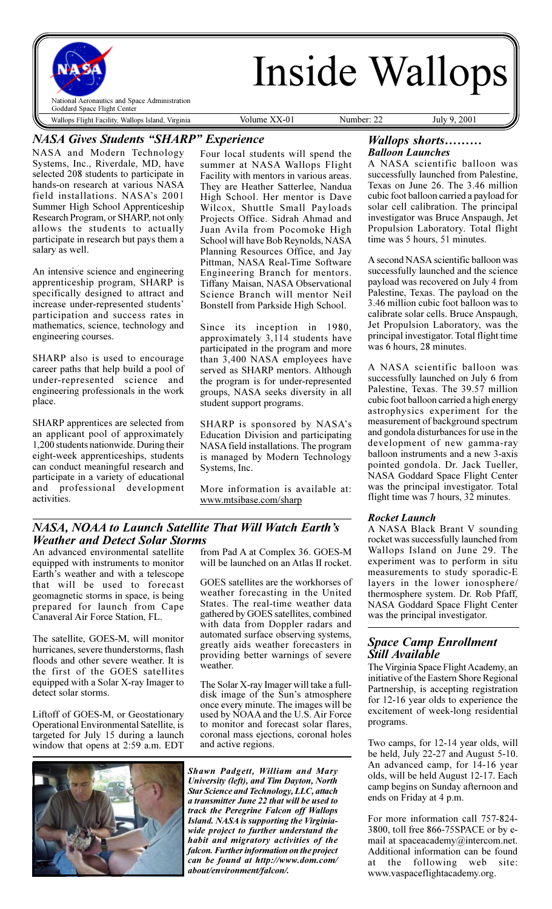# Inside Wallops

National Aeronautics and Space Administration
Goddard Space Flight Center

Wallops Flight Facility, Wallops Island, Virginia — Volume XX-01 — Number: 22 — July 9, 2001

## *NASA Gives Students "SHARP" Experience*

NASA and Modern Technology Systems, Inc., Riverdale, MD, have selected 208 students to participate in hands-on research at various NASA field installations. NASA's 2001 Summer High School Apprenticeship Research Program, or SHARP, not only allows the students to actually participate in research but pays them a salary as well.

An intensive science and engineering apprenticeship program, SHARP is specifically designed to attract and increase under-represented students' participation and success rates in mathematics, science, technology and engineering courses.

SHARP also is used to encourage career paths that help build a pool of under-represented science and engineering professionals in the work place.

SHARP apprentices are selected from an applicant pool of approximately 1,200 students nationwide. During their eight-week apprenticeships, students can conduct meaningful research and participate in a variety of educational and professional development activities.

Four local students will spend the summer at NASA Wallops Flight Facility with mentors in various areas. They are Heather Satterlee, Nandua High School. Her mentor is Dave Wilcox, Shuttle Small Payloads Projects Office. Sidrah Ahmad and Juan Avila from Pocomoke High School will have Bob Reynolds, NASA Planning Resources Office, and Jay Pittman, NASA Real-Time Software Engineering Branch for mentors. Tiffany Maisan, NASA Observational Science Branch will mentor Neil Bonstell from Parkside High School.

Since its inception in 1980, approximately 3,114 students have participated in the program and more than 3,400 NASA employees have served as SHARP mentors. Although the program is for under-represented groups, NASA seeks diversity in all student support programs.

SHARP is sponsored by NASA's Education Division and participating NASA field installations. The program is managed by Modern Technology Systems, Inc.

More information is available at: www.mtsibase.com/sharp

## *NASA, NOAA to Launch Satellite That Will Watch Earth's Weather and Detect Solar Storms*

An advanced environmental satellite equipped with instruments to monitor Earth's weather and with a telescope that will be used to forecast geomagnetic storms in space, is being prepared for launch from Cape Canaveral Air Force Station, FL.

The satellite, GOES-M, will monitor hurricanes, severe thunderstorms, flash floods and other severe weather. It is the first of the GOES satellites equipped with a Solar X-ray Imager to detect solar storms.

Liftoff of GOES-M, or Geostationary Operational Environmental Satellite, is targeted for July 15 during a launch window that opens at 2:59 a.m. EDT from Pad A at Complex 36. GOES-M will be launched on an Atlas II rocket.

GOES satellites are the workhorses of weather forecasting in the United States. The real-time weather data gathered by GOES satellites, combined with data from Doppler radars and automated surface observing systems, greatly aids weather forecasters in providing better warnings of severe weather.

The Solar X-ray Imager will take a full-disk image of the Sun's atmosphere once every minute. The images will be used by NOAA and the U.S. Air Force to monitor and forecast solar flares, coronal mass ejections, coronal holes and active regions.

***Shawn Padgett, William and Mary University (left), and Tim Dayton, North Star Science and Technology, LLC, attach a transmitter June 22 that will be used to track the Peregrine Falcon off Wallops Island. NASA is supporting the Virginia-wide project to further understand the habit and migratory activities of the falcon. Further information on the project can be found at http://www.dom.com/about/environment/falcon/.***

## *Wallops shorts………*

### *Balloon Launches*

A NASA scientific balloon was successfully launched from Palestine, Texas on June 26. The 3.46 million cubic foot balloon carried a payload for solar cell calibration. The principal investigator was Bruce Anspaugh, Jet Propulsion Laboratory. Total flight time was 5 hours, 51 minutes.

A second NASA scientific balloon was successfully launched and the science payload was recovered on July 4 from Palestine, Texas. The payload on the 3.46 million cubic foot balloon was to calibrate solar cells. Bruce Anspaugh, Jet Propulsion Laboratory, was the principal investigator. Total flight time was 6 hours, 28 minutes.

A NASA scientific balloon was successfully launched on July 6 from Palestine, Texas. The 39.57 million cubic foot balloon carried a high energy astrophysics experiment for the measurement of background spectrum and gondola disturbances for use in the development of new gamma-ray balloon instruments and a new 3-axis pointed gondola. Dr. Jack Tueller, NASA Goddard Space Flight Center was the principal investigator. Total flight time was 7 hours, 32 minutes.

### *Rocket Launch*

A NASA Black Brant V sounding rocket was successfully launched from Wallops Island on June 29. The experiment was to perform in situ measurements to study sporadic-E layers in the lower ionosphere/thermosphere system. Dr. Rob Pfaff, NASA Goddard Space Flight Center was the principal investigator.

## *Space Camp Enrollment Still Available*

The Virginia Space Flight Academy, an initiative of the Eastern Shore Regional Partnership, is accepting registration for 12-16 year olds to experience the excitement of week-long residential programs.

Two camps, for 12-14 year olds, will be held, July 22-27 and August 5-10. An advanced camp, for 14-16 year olds, will be held August 12-17. Each camp begins on Sunday afternoon and ends on Friday at 4 p.m.

For more information call 757-824-3800, toll free 866-75SPACE or by e-mail at spaceacademy@intercom.net. Additional information can be found at the following web site: www.vaspaceflightacademy.org.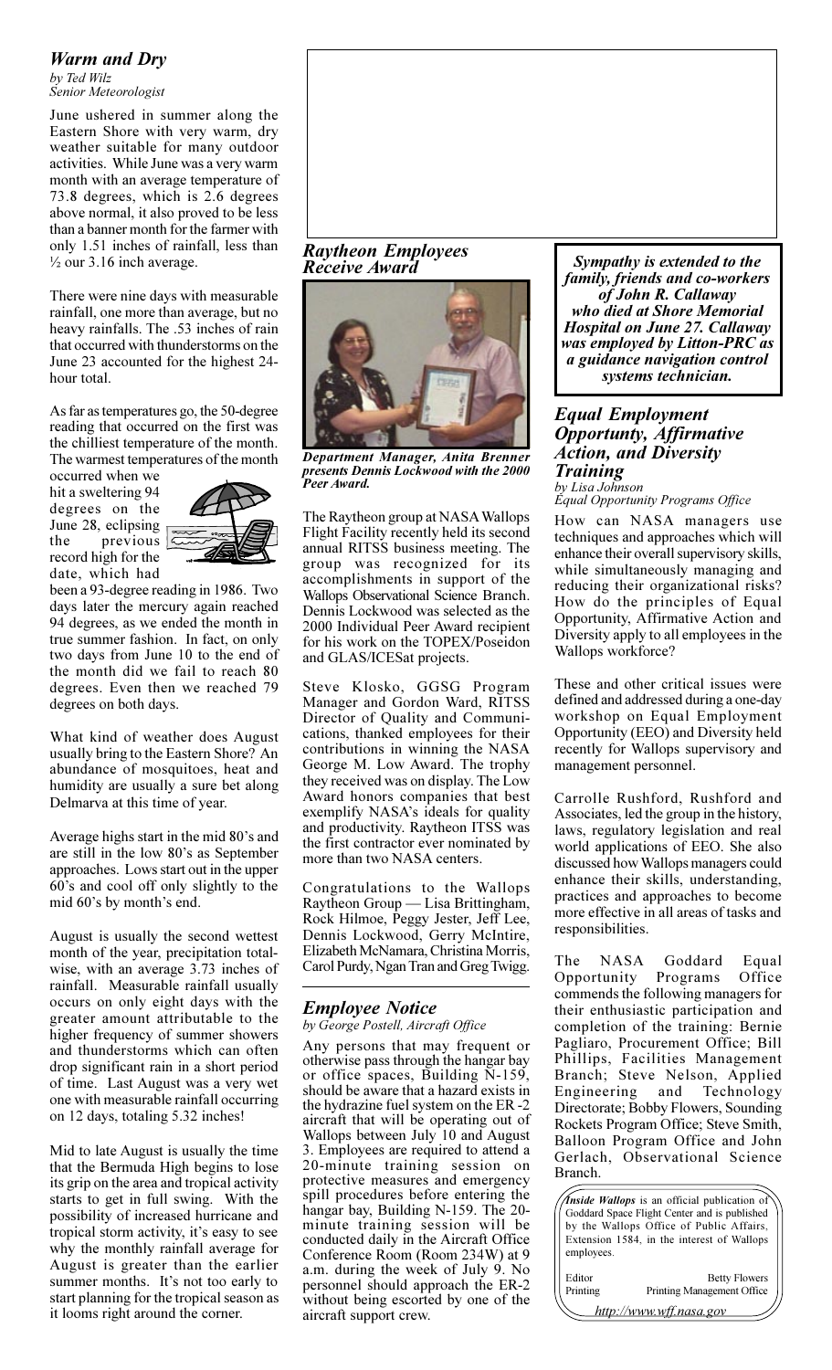## *Warm and Dry*

*by Ted Wilz*
*Senior Meteorologist*

June ushered in summer along the Eastern Shore with very warm, dry weather suitable for many outdoor activities. While June was a very warm month with an average temperature of 73.8 degrees, which is 2.6 degrees above normal, it also proved to be less than a banner month for the farmer with only 1.51 inches of rainfall, less than ½ our 3.16 inch average.

There were nine days with measurable rainfall, one more than average, but no heavy rainfalls. The .53 inches of rain that occurred with thunderstorms on the June 23 accounted for the highest 24-hour total.

As far as temperatures go, the 50-degree reading that occurred on the first was the chilliest temperature of the month. The warmest temperatures of the month occurred when we hit a sweltering 94 degrees on the June 28, eclipsing the previous record high for the date, which had been a 93-degree reading in 1986. Two days later the mercury again reached 94 degrees, as we ended the month in true summer fashion. In fact, on only two days from June 10 to the end of the month did we fail to reach 80 degrees. Even then we reached 79 degrees on both days.

What kind of weather does August usually bring to the Eastern Shore? An abundance of mosquitoes, heat and humidity are usually a sure bet along Delmarva at this time of year.

Average highs start in the mid 80's and are still in the low 80's as September approaches. Lows start out in the upper 60's and cool off only slightly to the mid 60's by month's end.

August is usually the second wettest month of the year, precipitation total-wise, with an average 3.73 inches of rainfall. Measurable rainfall usually occurs on only eight days with the greater amount attributable to the higher frequency of summer showers and thunderstorms which can often drop significant rain in a short period of time. Last August was a very wet one with measurable rainfall occurring on 12 days, totaling 5.32 inches!

Mid to late August is usually the time that the Bermuda High begins to lose its grip on the area and tropical activity starts to get in full swing. With the possibility of increased hurricane and tropical storm activity, it's easy to see why the monthly rainfall average for August is greater than the earlier summer months. It's not too early to start planning for the tropical season as it looms right around the corner.

## *Raytheon Employees Receive Award*

*Department Manager, Anita Brenner presents Dennis Lockwood with the 2000 Peer Award.*

The Raytheon group at NASA Wallops Flight Facility recently held its second annual RITSS business meeting. The group was recognized for its accomplishments in support of the Wallops Observational Science Branch. Dennis Lockwood was selected as the 2000 Individual Peer Award recipient for his work on the TOPEX/Poseidon and GLAS/ICESat projects.

Steve Klosko, GGSG Program Manager and Gordon Ward, RITSS Director of Quality and Communications, thanked employees for their contributions in winning the NASA George M. Low Award. The trophy they received was on display. The Low Award honors companies that best exemplify NASA's ideals for quality and productivity. Raytheon ITSS was the first contractor ever nominated by more than two NASA centers.

Congratulations to the Wallops Raytheon Group — Lisa Brittingham, Rock Hilmoe, Peggy Jester, Jeff Lee, Dennis Lockwood, Gerry McIntire, Elizabeth McNamara, Christina Morris, Carol Purdy, Ngan Tran and Greg Twigg.

## *Employee Notice*

*by George Postell, Aircraft Office*

Any persons that may frequent or otherwise pass through the hangar bay or office spaces, Building N-159, should be aware that a hazard exists in the hydrazine fuel system on the ER -2 aircraft that will be operating out of Wallops between July 10 and August 3. Employees are required to attend a 20-minute training session on protective measures and emergency spill procedures before entering the hangar bay, Building N-159. The 20-minute training session will be conducted daily in the Aircraft Office Conference Room (Room 234W) at 9 a.m. during the week of July 9. No personnel should approach the ER-2 without being escorted by one of the aircraft support crew.

***Sympathy is extended to the family, friends and co-workers of John R. Callaway who died at Shore Memorial Hospital on June 27. Callaway was employed by Litton-PRC as a guidance navigation control systems technician.***

## *Equal Employment Opportunty, Affirmative Action, and Diversity Training*

*by Lisa Johnson*
*Equal Opportunity Programs Office*

How can NASA managers use techniques and approaches which will enhance their overall supervisory skills, while simultaneously managing and reducing their organizational risks? How do the principles of Equal Opportunity, Affirmative Action and Diversity apply to all employees in the Wallops workforce?

These and other critical issues were defined and addressed during a one-day workshop on Equal Employment Opportunity (EEO) and Diversity held recently for Wallops supervisory and management personnel.

Carrolle Rushford, Rushford and Associates, led the group in the history, laws, regulatory legislation and real world applications of EEO. She also discussed how Wallops managers could enhance their skills, understanding, practices and approaches to become more effective in all areas of tasks and responsibilities.

The NASA Goddard Equal Opportunity Programs Office commends the following managers for their enthusiastic participation and completion of the training: Bernie Pagliaro, Procurement Office; Bill Phillips, Facilities Management Branch; Steve Nelson, Applied Engineering and Technology Directorate; Bobby Flowers, Sounding Rockets Program Office; Steve Smith, Balloon Program Office and John Gerlach, Observational Science Branch.

*Inside Wallops* is an official publication of Goddard Space Flight Center and is published by the Wallops Office of Public Affairs, Extension 1584, in the interest of Wallops employees.

Editor — Betty Flowers
Printing — Printing Management Office

*http://www.wff.nasa.gov*